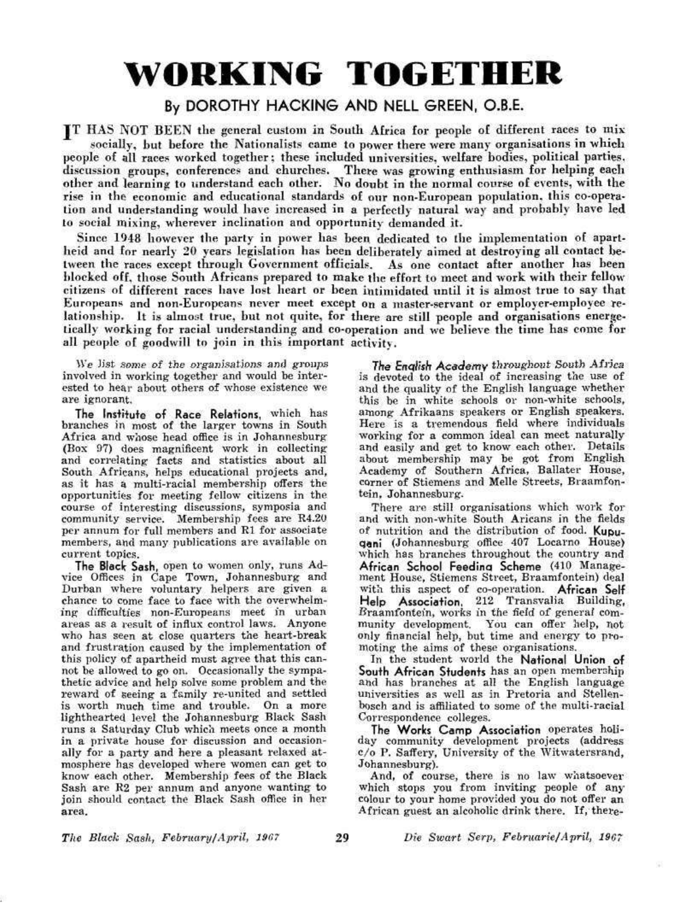# WORKING TOGETHER

### By DOROTHY HACKING AND NELL GREEN, O.B.E.

**IT HAS NOT BEEN** the general custom in South Africa for people of different races to mix socially, but before the Nationalists came to power there were many organisations in which people of all races worked together; these included universities, welfare bodies, political parties, discussion groups, conferences and churches. There was growing enthusiasm for helping each other and learning to understand each other. No doubt in the normal course of events, with the rise in the economic and educational standards of our non-European population, this co-operation and understanding would have increased in a perfectly natural way and probably have led to social mixing, wherever inclination and opportunity demanded it.

Since 1948 however the party in power has been dedicated to the implementation of apartheid and for nearly 20 years legislation has been deliberately aimed at destroying all contact between the races except through Government officials. As one contact after another has been blocked off, those South Africans prepared to make the effort to meet and work with their fellow citizens of different races have lost heart or been intimidated until it is almost true to say that Europeans and non-Europeans never meet except on a master-servant or employer-employee relationship. It is almost true, but not quite, for there are still people and organisations energetically working for racial understanding and co-operation and we believe the time has come for all people of goodwill to join in this important activity.

*We list some of the organisations and groups involved in working together and would be interested to hear about others of whose existence we are ignorant.*

**The Institute of Race Relations**, which has branches in most of the larger towns in South Africa and whose head office is in Johannesburg (Box 97) does magnificent work in collecting and correlating facts and statistics about all South Africans, helps educational projects and, as it has a multi-racial membership offers the opportunities for meeting fellow citizens in the course of interesting discussions, symposia and community service. Membership fees are R4.20 per annum for full members and R1 for associate members, and many publications are available on current topics.

**The Black Sash**, open to women only, runs Advice Offices in Cape Town, Johannesburg and Durban where voluntary helpers are given a chance to come face to face with the overwhelming difficulties non-Europeans meet in urban areas as a result of influx control laws. Anyone who has seen at close quarters the heart-break and frustration caused by the implementation of this policy of apartheid must agree that this cannot be allowed to go on. Occasionally the sympathetic advice and help solve some problem and the reward of seeing a family re-united and settled is worth much time and trouble. On a more lighthearted level the Johannesburg Black Sash runs a Saturday Club which meets once a month in a private house for discussion and occasionally for a party and here a pleasant relaxed atmosphere has developed where women can get to know each other. Membership fees of the Black Sash are R2 per annum and anyone wanting to join should contact the Black Sash office in her area.

***The English Academy*** *throughout South Africa* is devoted to the ideal of increasing the use of and the quality of the English language whether this be in white schools or non-white schools, among Afrikaans speakers or English speakers. Here is a tremendous field where individuals working for a common ideal can meet naturally and easily and get to know each other. Details about membership may be got from English Academy of Southern Africa, Ballater House, corner of Stiemens and Melle Streets, Braamfontein, Johannesburg.

There are still organisations which work for and with non-white South Aricans in the fields of nutrition and the distribution of food. **Kupuqani** (Johannesburg office 407 Locarno House) which has branches throughout the country and **African School Feeding Scheme** (410 Management House, Stiemens Street, Braamfontein) deal with this aspect of co-operation. **African Self Help Association**, 212 Transvalia Building, Braamfontein, works in the field of general community development. You can offer help, not only financial help, but time and energy to promoting the aims of these organisations.

In the student world the **National Union of South African Students** has an open membership and has branches at all the English language universities as well as in Pretoria and Stellenbosch and is affiliated to some of the multi-racial Correspondence colleges.

**The Works Camp Association** operates holiday community development projects (address c/o P. Saffery, University of the Witwatersrand, Johannesburg).

And, of course, there is no law whatsoever which stops you from inviting people of any colour to your home provided you do not offer an African guest an alcoholic drink there. If, there-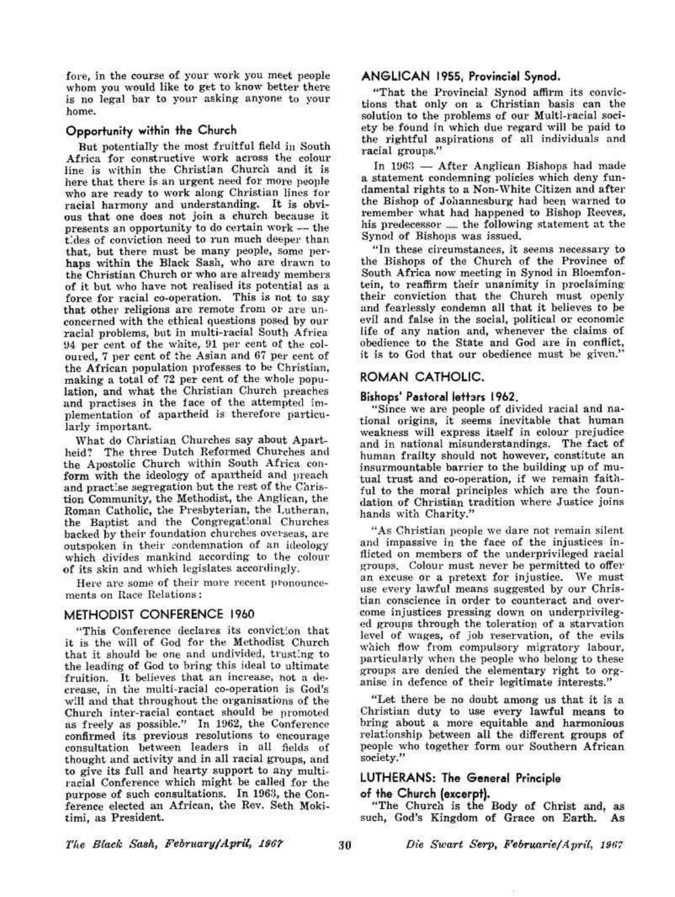fore, in the course of your work you meet people whom you would like to get to know better there is no legal bar to your asking anyone to your home.

### Opportunity within the Church

But potentially the most fruitful field in South Africa for constructive work across the colour line is within the Christian Church and it is here that there is an urgent need for more people who are ready to work along Christian lines for racial harmony and understanding. It is obvious that one does not join a church because it presents an opportunity to do certain work — the tides of conviction need to run much deeper than that, but there must be many people, some perhaps within the Black Sash, who are drawn to the Christian Church or who are already members of it but who have not realised its potential as a force for racial co-operation. This is not to say that other religions are remote from or are unconcerned with the ethical questions posed by our racial problems, but in multi-racial South Africa 94 per cent of the white, 91 per cent of the coloured, 7 per cent of the Asian and 67 per cent of the African population professes to be Christian, making a total of 72 per cent of the whole population, and what the Christian Church preaches and practises in the face of the attempted implementation of apartheid is therefore particularly important.

What do Christian Churches say about Apartheid? The three Dutch Reformed Churches and the Apostolic Church within South Africa conform with the ideology of apartheid and preach and practise segregation but the rest of the Christian Community, the Methodist, the Anglican, the Roman Catholic, the Presbyterian, the Lutheran, the Baptist and the Congregational Churches backed by their foundation churches overseas, are outspoken in their condemnation of an ideology which divides mankind according to the colour of its skin and which legislates accordingly.

Here are some of their more recent pronouncements on Race Relations:

### METHODIST CONFERENCE 1960

"This Conference declares its conviction that it is the will of God for the Methodist Church that it should be one and undivided, trusting to the leading of God to bring this ideal to ultimate fruition. It believes that an increase, not a decrease, in the multi-racial co-operation is God's will and that throughout the organisations of the Church inter-racial contact should be promoted as freely as possible." In 1962, the Conference confirmed its previous resolutions to encourage consultation between leaders in all fields of thought and activity and in all racial groups, and to give its full and hearty support to any multi-racial Conference which might be called for the purpose of such consultations. In 1963, the Conference elected an African, the Rev. Seth Mokitimi, as President.

### ANGLICAN 1955, Provincial Synod.

"That the Provincial Synod affirm its convictions that only on a Christian basis can the solution to the problems of our Multi-racial society be found in which due regard will be paid to the rightful aspirations of all individuals and racial groups."

In 1963 — After Anglican Bishops had made a statement condemning policies which deny fundamental rights to a Non-White Citizen and after the Bishop of Johannesburg had been warned to remember what had happened to Bishop Reeves, his predecessor ..... the following statement at the Synod of Bishops was issued.

"In these circumstances, it seems necessary to the Bishops of the Church of the Province of South Africa now meeting in Synod in Bloemfontein, to reaffirm their unanimity in proclaiming their conviction that the Church must openly and fearlessly condemn all that it believes to be evil and false in the social, political or economic life of any nation and, whenever the claims of obedience to the State and God are in conflict, it is to God that our obedience must be given."

### ROMAN CATHOLIC.

#### Bishops' Pastoral letters 1962.

"Since we are people of divided racial and national origins, it seems inevitable that human weakness will express itself in colour prejudice and in national misunderstandings. The fact of human frailty should not however, constitute an insurmountable barrier to the building up of mutual trust and co-operation, if we remain faithful to the moral principles which are the foundation of Christian tradition where Justice joins hands with Charity."

"As Christian people we dare not remain silent and impassive in the face of the injustices inflicted on members of the underprivileged racial groups. Colour must never be permitted to offer an excuse or a pretext for injustice. We must use every lawful means suggested by our Christian conscience in order to counteract and overcome injustices pressing down on underprivileged groups through the toleration of a starvation level of wages, of job reservation, of the evils which flow from compulsory migratory labour, particularly when the people who belong to these groups are denied the elementary right to organise in defence of their legitimate interests."

"Let there be no doubt among us that it is a Christian duty to use every lawful means to bring about a more equitable and harmonious relationship between all the different groups of people who together form our Southern African society."

### LUTHERANS: The General Principle of the Church (excerpt).

"The Church is the Body of Christ and, as such, God's Kingdom of Grace on Earth. As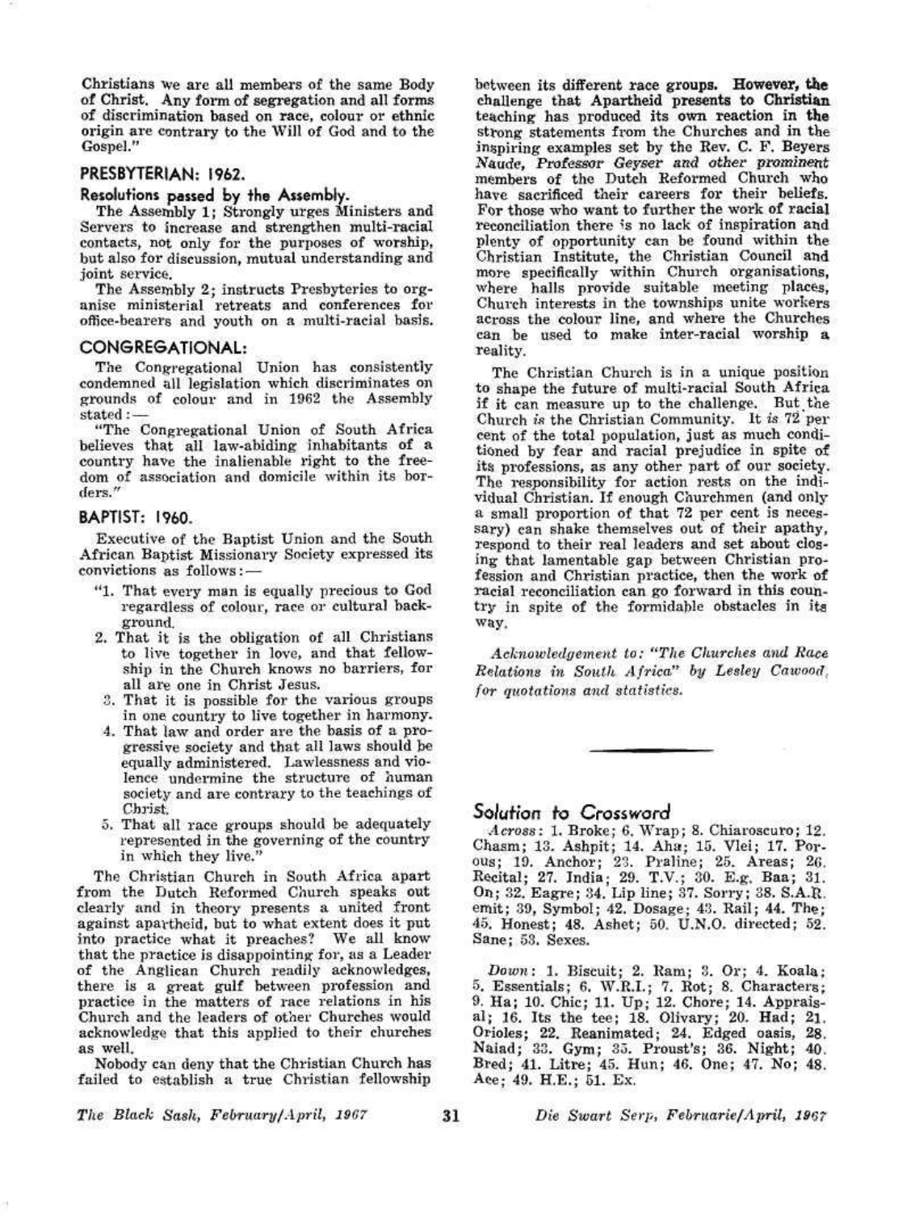Christians we are all members of the same Body of Christ. Any form of segregation and all forms of discrimination based on race, colour or ethnic origin are contrary to the Will of God and to the Gospel."

## PRESBYTERIAN: 1962.

### Resolutions passed by the Assembly.

The Assembly 1; Strongly urges Ministers and Servers to increase and strengthen multi-racial contacts, not only for the purposes of worship, but also for discussion, mutual understanding and joint service.

The Assembly 2; instructs Presbyteries to organise ministerial retreats and conferences for office-bearers and youth on a multi-racial basis.

## CONGREGATIONAL:

The Congregational Union has consistently condemned all legislation which discriminates on grounds of colour and in 1962 the Assembly stated:—

"The Congregational Union of South Africa believes that all law-abiding inhabitants of a country have the inalienable right to the freedom of association and domicile within its borders."

## BAPTIST: 1960.

Executive of the Baptist Union and the South African Baptist Missionary Society expressed its convictions as follows:—

"1. That every man is equally precious to God regardless of colour, race or cultural background.
2. That it is the obligation of all Christians to live together in love, and that fellowship in the Church knows no barriers, for all are one in Christ Jesus.
3. That it is possible for the various groups in one country to live together in harmony.
4. That law and order are the basis of a progressive society and that all laws should be equally administered. Lawlessness and violence undermine the structure of human society and are contrary to the teachings of Christ.
5. That all race groups should be adequately represented in the governing of the country in which they live."

The Christian Church in South Africa apart from the Dutch Reformed Church speaks out clearly and in theory presents a united front against apartheid, but to what extent does it put into practice what it preaches? We all know that the practice is disappointing for, as a Leader of the Anglican Church readily acknowledges, there is a great gulf between profession and practice in the matters of race relations in his Church and the leaders of other Churches would acknowledge that this applied to their churches as well.

Nobody can deny that the Christian Church has failed to establish a true Christian fellowship between its different race groups. **However, the challenge that Apartheid presents to Christian teaching** has produced its own reaction in the strong statements from the Churches and in the inspiring examples set by the Rev. C. F. Beyers Naude, *Professor Geyser and other prominent* members of the Dutch Reformed Church who have sacrificed their careers for their beliefs. For those who want to further the work of racial reconciliation there is no lack of inspiration and plenty of opportunity can be found within the Christian Institute, the Christian Council and more specifically within Church organisations, where halls provide suitable meeting places, Church interests in the townships unite workers across the colour line, and where the Churches can be used to make inter-racial worship a reality.

The Christian Church is in a unique position to shape the future of multi-racial South Africa if it can measure up to the challenge. But the Church *is* the Christian Community. It *is* 72 per cent of the total population, just as much conditioned by fear and racial prejudice in spite of its professions, as any other part of our society. The responsibility for action rests on the individual Christian. If enough Churchmen (and only a small proportion of that 72 per cent is necessary) can shake themselves out of their apathy, respond to their real leaders and set about closing that lamentable gap between Christian profession and Christian practice, then the work of racial reconciliation can go forward in this country in spite of the formidable obstacles in its way.

*Acknowledgement to: "The Churches and Race Relations in South Africa" by Lesley Cawood, for quotations and statistics.*

## Solution to Crossword

*Across*: 1. Broke; 6. Wrap; 8. Chiaroscuro; 12. Chasm; 13. Ashpit; 14. Aha; 15. Vlei; 17. Porous; 19. Anchor; 23. Praline; 25. Areas; 26. Recital; 27. India; 29. T.V.; 30. E.g. Baa; 31. On; 32. Eagre; 34. Lip line; 37. Sorry; 38. S.A.R. emit; 39, Symbol; 42. Dosage; 43. Rail; 44. The; 45. Honest; 48. Ashet; 50. U.N.O. directed; 52. Sane; 53. Sexes.

*Down*: 1. Biscuit; 2. Ram; 3. Or; 4. Koala; 5. Essentials; 6. W.R.I.; 7. Rot; 8. Characters; 9. Ha; 10. Chic; 11. Up; 12. Chore; 14. Appraisal; 16. Its the tee; 18. Olivary; 20. Had; 21. Orioles; 22. Reanimated; 24. Edged oasis, 28. Naiad; 33. Gym; 35. Proust's; 36. Night; 40. Bred; 41. Litre; 45. Hun; 46. One; 47. No; 48. Ace; 49. H.E.; 51. Ex.